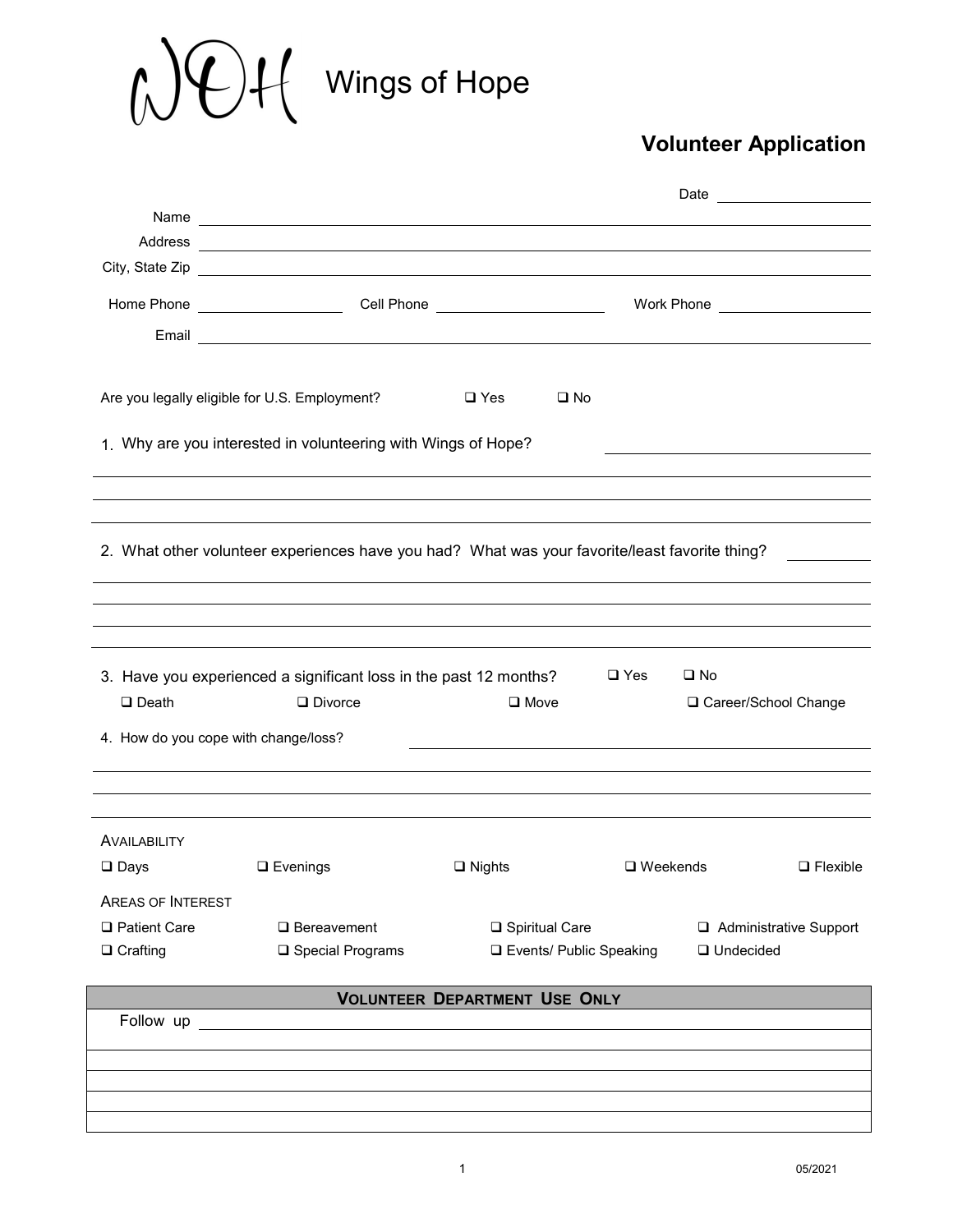# Wings of Hope

## Volunteer Application

Date ____________________

Name ____________________________________________________________

Address ____________________________________________________________

City, State Zip ____________________________________________________________

Home Phone ____________________ Cell Phone ____________________ Work Phone ____________________

Email ____________________________________________________________

Are you legally eligible for U.S. Employment? ❑ Yes ❑ No

1. Why are you interested in volunteering with Wings of Hope? ____________________

____________________________________________________________

____________________________________________________________

____________________________________________________________

2. What other volunteer experiences have you had? What was your favorite/least favorite thing? __________

____________________________________________________________

____________________________________________________________

____________________________________________________________

____________________________________________________________

3. Have you experienced a significant loss in the past 12 months? ❑ Yes ❑ No

❑ Death ❑ Divorce ❑ Move ❑ Career/School Change

4. How do you cope with change/loss? ____________________

____________________________________________________________

____________________________________________________________

____________________________________________________________

**AVAILABILITY**

❑ Days ❑ Evenings ❑ Nights ❑ Weekends ❑ Flexible

**AREAS OF INTEREST**

❑ Patient Care ❑ Bereavement ❑ Spiritual Care ❑ Administrative Support

❑ Crafting ❑ Special Programs ❑ Events/ Public Speaking ❑ Undecided

| **VOLUNTEER DEPARTMENT USE ONLY** |
|---|
| Follow up |
| |
| |
| |
| |
| |

05/2021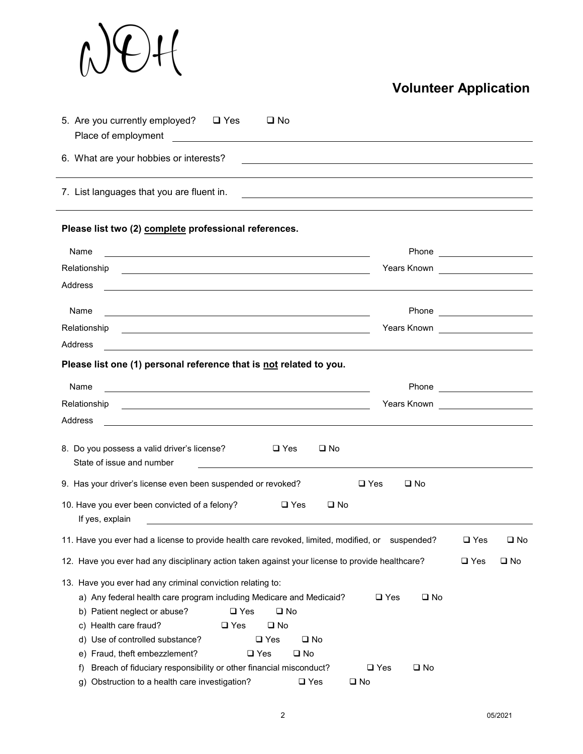# Volunteer Application

5. Are you currently employed? ❑ Yes ❑ No
   Place of employment ______________________________

6. What are your hobbies or interests? ______________________________

7. List languages that you are fluent in. ______________________________

**Please list two (2) <u>complete</u> professional references.**

Name ______________________________ Phone ______________
Relationship ______________________________ Years Known ______________
Address ______________________________

Name ______________________________ Phone ______________
Relationship ______________________________ Years Known ______________
Address ______________________________

**Please list one (1) personal reference that is <u>not</u> related to you.**

Name ______________________________ Phone ______________
Relationship ______________________________ Years Known ______________
Address ______________________________

8. Do you possess a valid driver's license? ❑ Yes ❑ No
   State of issue and number ______________________________

9. Has your driver's license even been suspended or revoked? ❑ Yes ❑ No

10. Have you ever been convicted of a felony? ❑ Yes ❑ No
    If yes, explain ______________________________

11. Have you ever had a license to provide health care revoked, limited, modified, or suspended? ❑ Yes ❑ No

12. Have you ever had any disciplinary action taken against your license to provide healthcare? ❑ Yes ❑ No

13. Have you ever had any criminal conviction relating to:
    a) Any federal health care program including Medicare and Medicaid? ❑ Yes ❑ No
    b) Patient neglect or abuse? ❑ Yes ❑ No
    c) Health care fraud? ❑ Yes ❑ No
    d) Use of controlled substance? ❑ Yes ❑ No
    e) Fraud, theft embezzlement? ❑ Yes ❑ No
    f) Breach of fiduciary responsibility or other financial misconduct? ❑ Yes ❑ No
    g) Obstruction to a health care investigation? ❑ Yes ❑ No

05/2021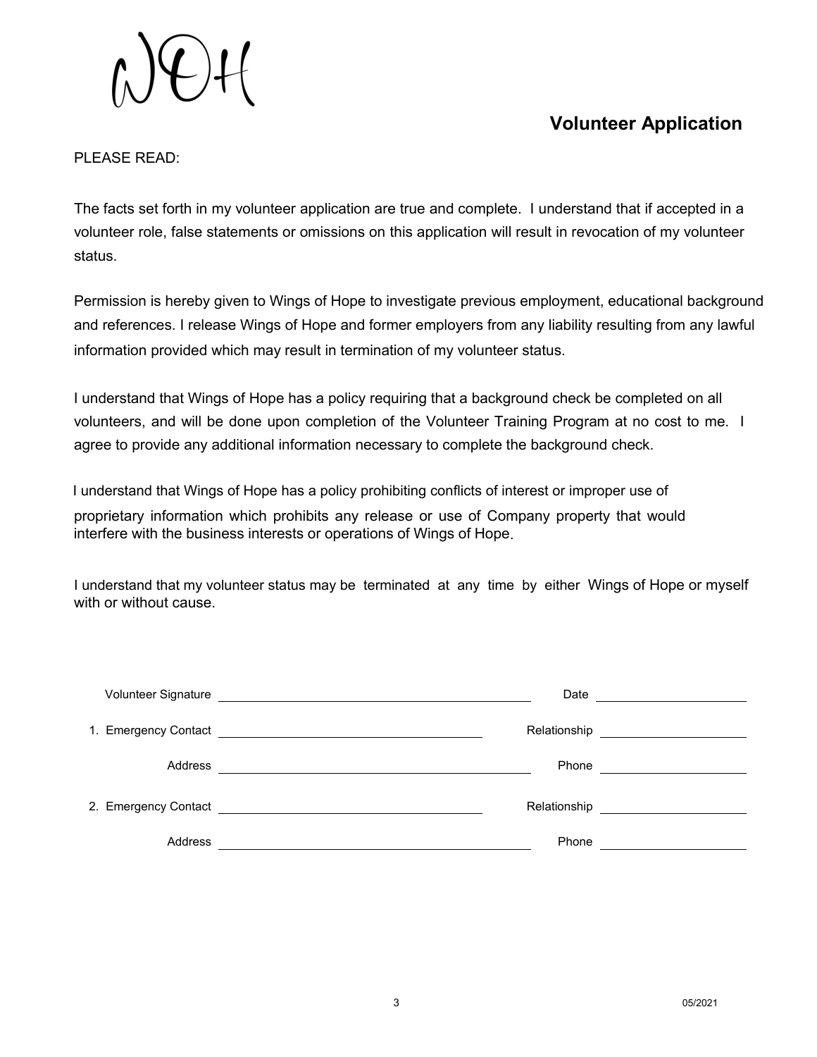WOH

## Volunteer Application

PLEASE READ:

The facts set forth in my volunteer application are true and complete. I understand that if accepted in a volunteer role, false statements or omissions on this application will result in revocation of my volunteer status.

Permission is hereby given to Wings of Hope to investigate previous employment, educational background and references. I release Wings of Hope and former employers from any liability resulting from any lawful information provided which may result in termination of my volunteer status.

I understand that Wings of Hope has a policy requiring that a background check be completed on all volunteers, and will be done upon completion of the Volunteer Training Program at no cost to me. I agree to provide any additional information necessary to complete the background check.

I understand that Wings of Hope has a policy prohibiting conflicts of interest or improper use of proprietary information which prohibits any release or use of Company property that would interfere with the business interests or operations of Wings of Hope.

I understand that my volunteer status may be terminated at any time by either Wings of Hope or myself with or without cause.

Volunteer Signature \_\_\_\_\_\_\_\_\_\_\_\_\_\_\_\_\_\_\_\_\_\_\_\_\_\_\_\_\_\_ Date \_\_\_\_\_\_\_\_\_\_\_\_\_\_\_\_

1. Emergency Contact \_\_\_\_\_\_\_\_\_\_\_\_\_\_\_\_\_\_\_\_\_\_\_\_\_\_ Relationship \_\_\_\_\_\_\_\_\_\_\_\_\_\_\_\_

   Address \_\_\_\_\_\_\_\_\_\_\_\_\_\_\_\_\_\_\_\_\_\_\_\_\_\_\_\_\_\_ Phone \_\_\_\_\_\_\_\_\_\_\_\_\_\_\_\_

2. Emergency Contact \_\_\_\_\_\_\_\_\_\_\_\_\_\_\_\_\_\_\_\_\_\_\_\_\_\_ Relationship \_\_\_\_\_\_\_\_\_\_\_\_\_\_\_\_

   Address \_\_\_\_\_\_\_\_\_\_\_\_\_\_\_\_\_\_\_\_\_\_\_\_\_\_\_\_\_\_ Phone \_\_\_\_\_\_\_\_\_\_\_\_\_\_\_\_

05/2021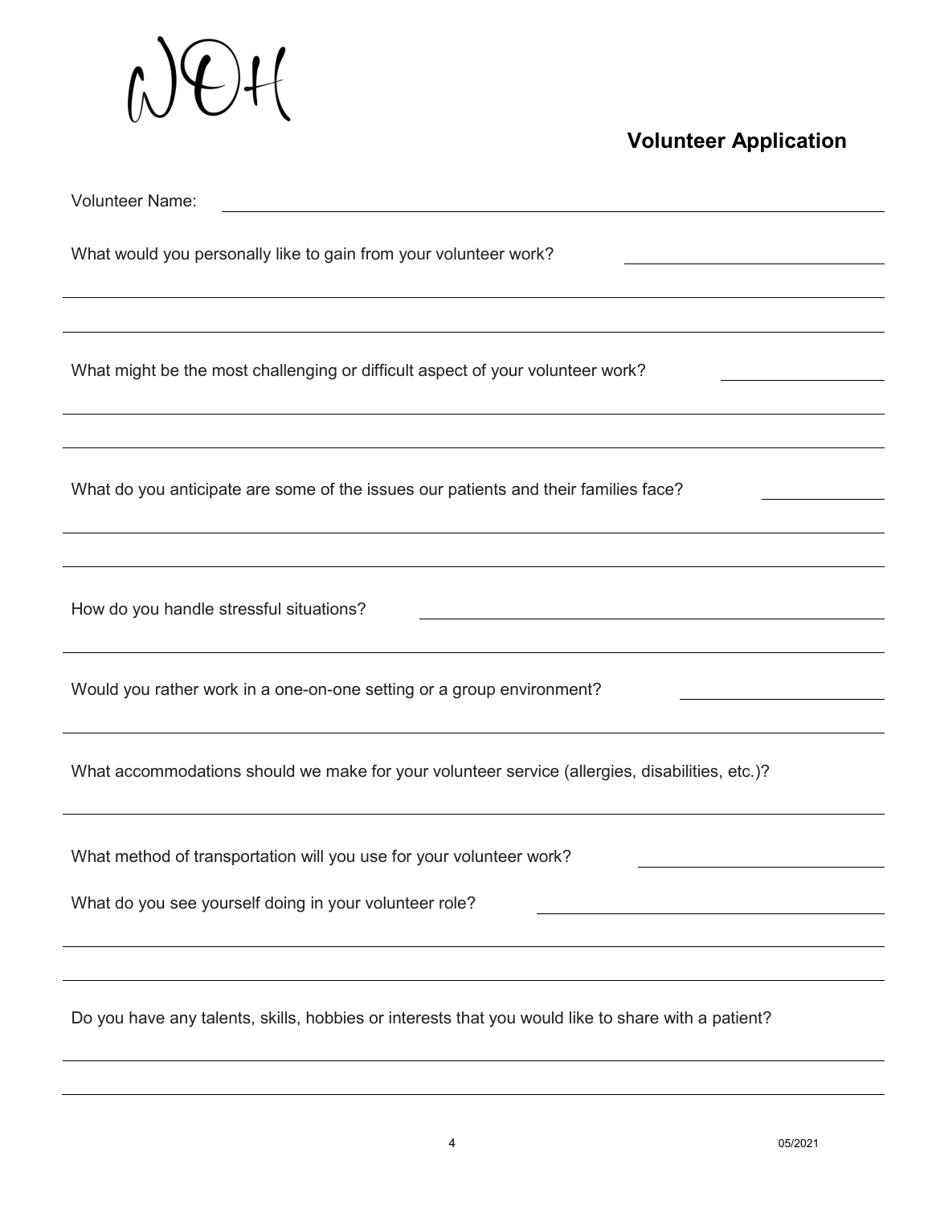WOH

## Volunteer Application

Volunteer Name: \_\_\_\_\_\_\_\_\_\_\_\_\_\_\_\_\_\_\_\_\_\_\_\_\_\_\_\_\_\_\_\_\_\_\_\_\_\_\_\_

What would you personally like to gain from your volunteer work?

What might be the most challenging or difficult aspect of your volunteer work?

What do you anticipate are some of the issues our patients and their families face?

How do you handle stressful situations?

Would you rather work in a one-on-one setting or a group environment?

What accommodations should we make for your volunteer service (allergies, disabilities, etc.)?

What method of transportation will you use for your volunteer work?

What do you see yourself doing in your volunteer role?

Do you have any talents, skills, hobbies or interests that you would like to share with a patient?

05/2021